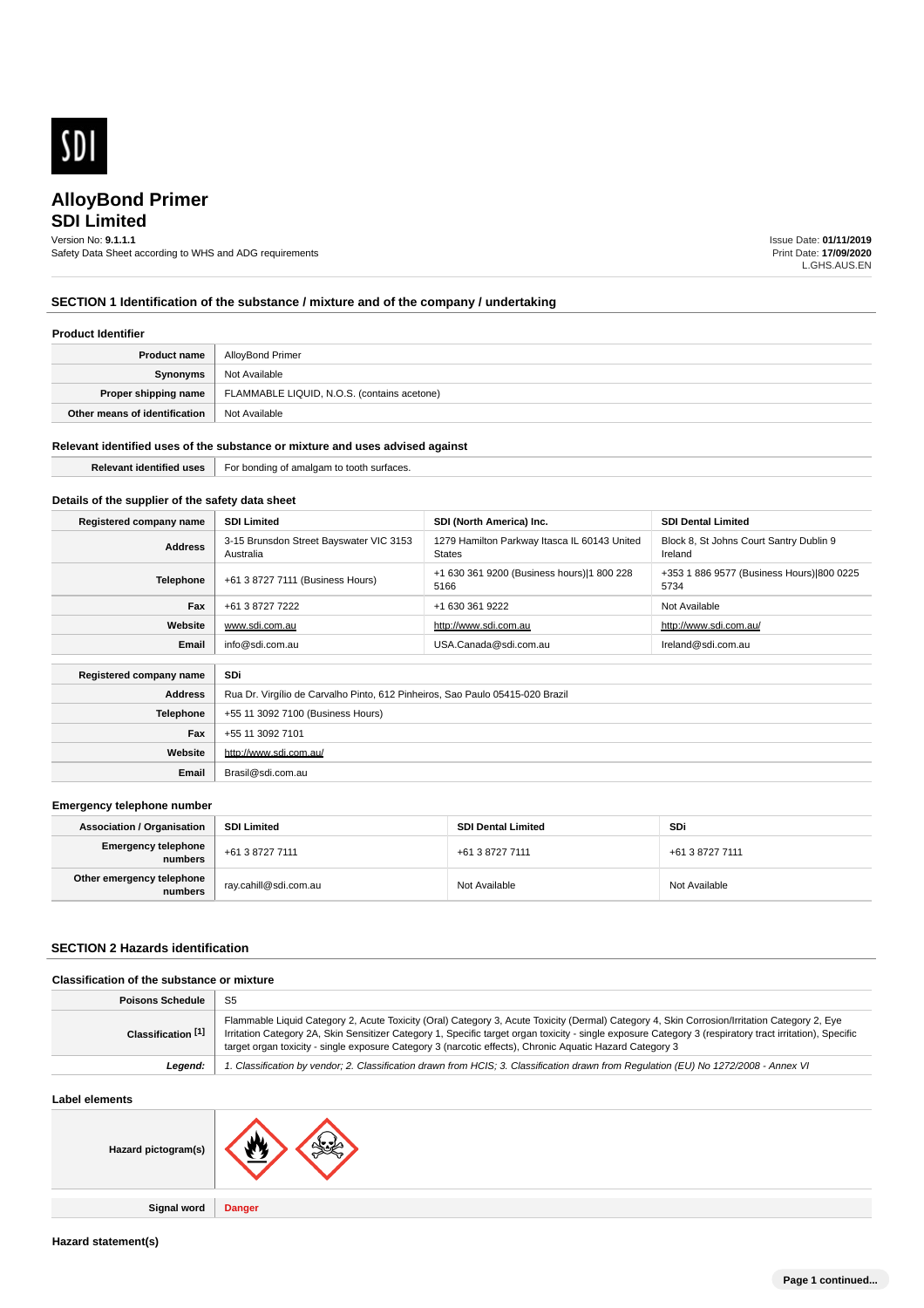SDI

# AlloyBond Primer
## SDI Limited

Version No: **9.1.1.1**
Safety Data Sheet according to WHS and ADG requirements

Issue Date: **01/11/2019**
Print Date: **17/09/2020**
L.GHS.AUS.EN

## SECTION 1 Identification of the substance / mixture and of the company / undertaking

### Product Identifier

| | |
|---|---|
| **Product name** | AlloyBond Primer |
| **Synonyms** | Not Available |
| **Proper shipping name** | FLAMMABLE LIQUID, N.O.S. (contains acetone) |
| **Other means of identification** | Not Available |

### Relevant identified uses of the substance or mixture and uses advised against

| | |
|---|---|
| **Relevant identified uses** | For bonding of amalgam to tooth surfaces. |

### Details of the supplier of the safety data sheet

| **Registered company name** | **SDI Limited** | **SDI (North America) Inc.** | **SDI Dental Limited** |
|---|---|---|---|
| **Address** | 3-15 Brunsdon Street Bayswater VIC 3153 Australia | 1279 Hamilton Parkway Itasca IL 60143 United States | Block 8, St Johns Court Santry Dublin 9 Ireland |
| **Telephone** | +61 3 8727 7111 (Business Hours) | +1 630 361 9200 (Business hours)\|1 800 228 5166 | +353 1 886 9577 (Business Hours)\|800 0225 5734 |
| **Fax** | +61 3 8727 7222 | +1 630 361 9222 | Not Available |
| **Website** | www.sdi.com.au | http://www.sdi.com.au | http://www.sdi.com.au/ |
| **Email** | info@sdi.com.au | USA.Canada@sdi.com.au | Ireland@sdi.com.au |

| **Registered company name** | **SDi** |
|---|---|
| **Address** | Rua Dr. Virgilio de Carvalho Pinto, 612 Pinheiros, Sao Paulo 05415-020 Brazil |
| **Telephone** | +55 11 3092 7100 (Business Hours) |
| **Fax** | +55 11 3092 7101 |
| **Website** | http://www.sdi.com.au/ |
| **Email** | Brasil@sdi.com.au |

### Emergency telephone number

| **Association / Organisation** | **SDI Limited** | **SDI Dental Limited** | **SDi** |
|---|---|---|---|
| **Emergency telephone numbers** | +61 3 8727 7111 | +61 3 8727 7111 | +61 3 8727 7111 |
| **Other emergency telephone numbers** | ray.cahill@sdi.com.au | Not Available | Not Available |

## SECTION 2 Hazards identification

### Classification of the substance or mixture

| | |
|---|---|
| **Poisons Schedule** | S5 |
| **Classification [1]** | Flammable Liquid Category 2, Acute Toxicity (Oral) Category 3, Acute Toxicity (Dermal) Category 4, Skin Corrosion/Irritation Category 2, Eye Irritation Category 2A, Skin Sensitizer Category 1, Specific target organ toxicity - single exposure Category 3 (respiratory tract irritation), Specific target organ toxicity - single exposure Category 3 (narcotic effects), Chronic Aquatic Hazard Category 3 |
| ***Legend:*** | *1. Classification by vendor; 2. Classification drawn from HCIS; 3. Classification drawn from Regulation (EU) No 1272/2008 - Annex VI* |

### Label elements

| | |
|---|---|
| **Hazard pictogram(s)** | |
| **Signal word** | **Danger** |

### Hazard statement(s)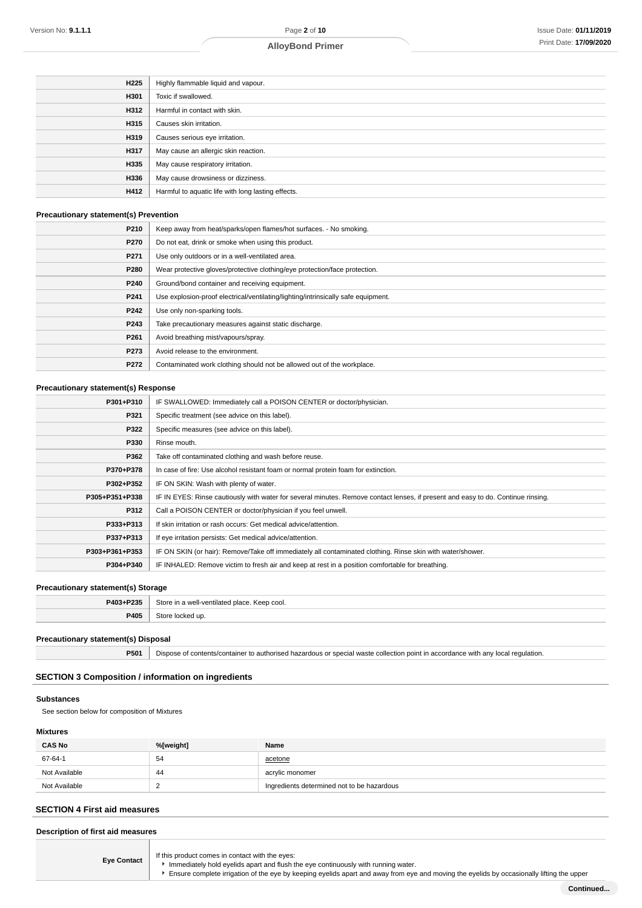| | |
|---|---|
| **H225** | Highly flammable liquid and vapour. |
| **H301** | Toxic if swallowed. |
| **H312** | Harmful in contact with skin. |
| **H315** | Causes skin irritation. |
| **H319** | Causes serious eye irritation. |
| **H317** | May cause an allergic skin reaction. |
| **H335** | May cause respiratory irritation. |
| **H336** | May cause drowsiness or dizziness. |
| **H412** | Harmful to aquatic life with long lasting effects. |

### Precautionary statement(s) Prevention

| | |
|---|---|
| **P210** | Keep away from heat/sparks/open flames/hot surfaces. - No smoking. |
| **P270** | Do not eat, drink or smoke when using this product. |
| **P271** | Use only outdoors or in a well-ventilated area. |
| **P280** | Wear protective gloves/protective clothing/eye protection/face protection. |
| **P240** | Ground/bond container and receiving equipment. |
| **P241** | Use explosion-proof electrical/ventilating/lighting/intrinsically safe equipment. |
| **P242** | Use only non-sparking tools. |
| **P243** | Take precautionary measures against static discharge. |
| **P261** | Avoid breathing mist/vapours/spray. |
| **P273** | Avoid release to the environment. |
| **P272** | Contaminated work clothing should not be allowed out of the workplace. |

### Precautionary statement(s) Response

| | |
|---|---|
| **P301+P310** | IF SWALLOWED: Immediately call a POISON CENTER or doctor/physician. |
| **P321** | Specific treatment (see advice on this label). |
| **P322** | Specific measures (see advice on this label). |
| **P330** | Rinse mouth. |
| **P362** | Take off contaminated clothing and wash before reuse. |
| **P370+P378** | In case of fire: Use alcohol resistant foam or normal protein foam for extinction. |
| **P302+P352** | IF ON SKIN: Wash with plenty of water. |
| **P305+P351+P338** | IF IN EYES: Rinse cautiously with water for several minutes. Remove contact lenses, if present and easy to do. Continue rinsing. |
| **P312** | Call a POISON CENTER or doctor/physician if you feel unwell. |
| **P333+P313** | If skin irritation or rash occurs: Get medical advice/attention. |
| **P337+P313** | If eye irritation persists: Get medical advice/attention. |
| **P303+P361+P353** | IF ON SKIN (or hair): Remove/Take off immediately all contaminated clothing. Rinse skin with water/shower. |
| **P304+P340** | IF INHALED: Remove victim to fresh air and keep at rest in a position comfortable for breathing. |

### Precautionary statement(s) Storage

| | |
|---|---|
| **P403+P235** | Store in a well-ventilated place. Keep cool. |
| **P405** | Store locked up. |

### Precautionary statement(s) Disposal

| | |
|---|---|
| **P501** | Dispose of contents/container to authorised hazardous or special waste collection point in accordance with any local regulation. |

## SECTION 3 Composition / information on ingredients

### Substances

See section below for composition of Mixtures

### Mixtures

| CAS No | %[weight] | Name |
|---|---|---|
| 67-64-1 | 54 | acetone |
| Not Available | 44 | acrylic monomer |
| Not Available | 2 | Ingredients determined not to be hazardous |

## SECTION 4 First aid measures

### Description of first aid measures

| | |
|---|---|
| **Eye Contact** | If this product comes in contact with the eyes:<br>▸ Immediately hold eyelids apart and flush the eye continuously with running water.<br>▸ Ensure complete irrigation of the eye by keeping eyelids apart and away from eye and moving the eyelids by occasionally lifting the upper |

**Continued...**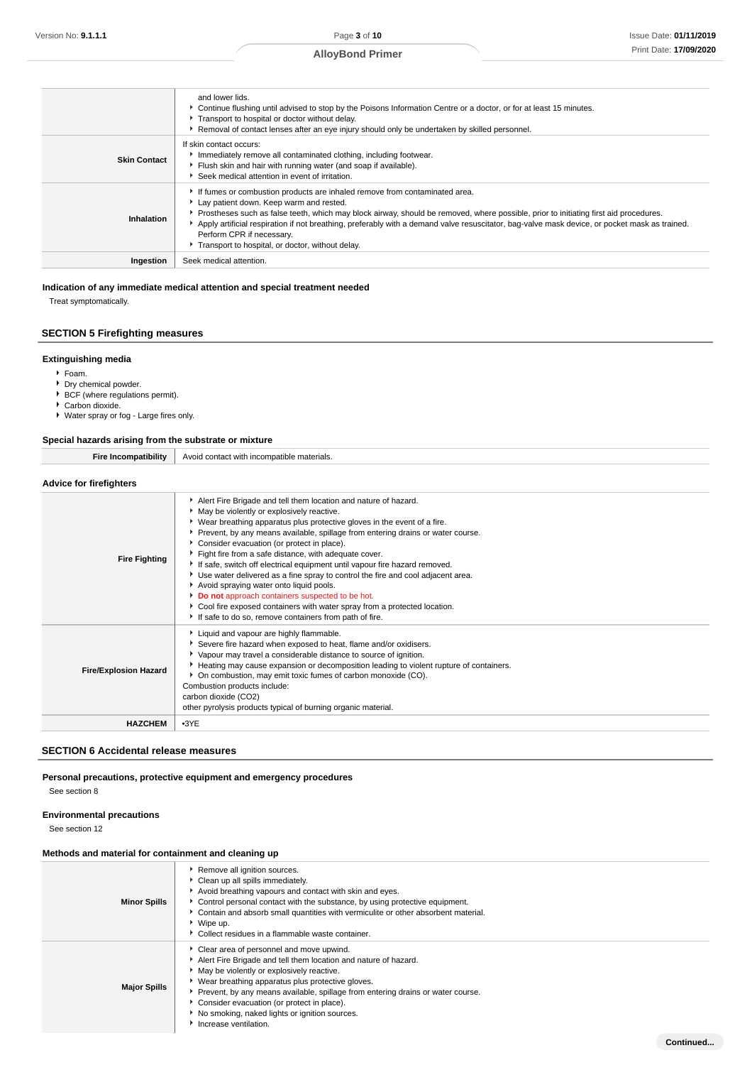| | |
|---|---|
| | and lower lids.<br>▸ Continue flushing until advised to stop by the Poisons Information Centre or a doctor, or for at least 15 minutes.<br>▸ Transport to hospital or doctor without delay.<br>▸ Removal of contact lenses after an eye injury should only be undertaken by skilled personnel. |
| **Skin Contact** | If skin contact occurs:<br>▸ Immediately remove all contaminated clothing, including footwear.<br>▸ Flush skin and hair with running water (and soap if available).<br>▸ Seek medical attention in event of irritation. |
| **Inhalation** | ▸ If fumes or combustion products are inhaled remove from contaminated area.<br>▸ Lay patient down. Keep warm and rested.<br>▸ Prostheses such as false teeth, which may block airway, should be removed, where possible, prior to initiating first aid procedures.<br>▸ Apply artificial respiration if not breathing, preferably with a demand valve resuscitator, bag-valve mask device, or pocket mask as trained. Perform CPR if necessary.<br>▸ Transport to hospital, or doctor, without delay. |
| **Ingestion** | Seek medical attention. |

### Indication of any immediate medical attention and special treatment needed

Treat symptomatically.

## SECTION 5 Firefighting measures

### Extinguishing media

- Foam.
- Dry chemical powder.
- BCF (where regulations permit).
- Carbon dioxide.
- Water spray or fog - Large fires only.

### Special hazards arising from the substrate or mixture

| | |
|---|---|
| **Fire Incompatibility** | Avoid contact with incompatible materials. |

### Advice for firefighters

| | |
|---|---|
| **Fire Fighting** | ▸ Alert Fire Brigade and tell them location and nature of hazard.<br>▸ May be violently or explosively reactive.<br>▸ Wear breathing apparatus plus protective gloves in the event of a fire.<br>▸ Prevent, by any means available, spillage from entering drains or water course.<br>▸ Consider evacuation (or protect in place).<br>▸ Fight fire from a safe distance, with adequate cover.<br>▸ If safe, switch off electrical equipment until vapour fire hazard removed.<br>▸ Use water delivered as a fine spray to control the fire and cool adjacent area.<br>▸ Avoid spraying water onto liquid pools.<br>▸ **Do not** approach containers suspected to be hot.<br>▸ Cool fire exposed containers with water spray from a protected location.<br>▸ If safe to do so, remove containers from path of fire. |
| **Fire/Explosion Hazard** | ▸ Liquid and vapour are highly flammable.<br>▸ Severe fire hazard when exposed to heat, flame and/or oxidisers.<br>▸ Vapour may travel a considerable distance to source of ignition.<br>▸ Heating may cause expansion or decomposition leading to violent rupture of containers.<br>▸ On combustion, may emit toxic fumes of carbon monoxide (CO).<br>Combustion products include:<br>carbon dioxide ($CO_2$)<br>other pyrolysis products typical of burning organic material. |
| **HAZCHEM** | •3YE |

## SECTION 6 Accidental release measures

### Personal precautions, protective equipment and emergency procedures

See section 8

### Environmental precautions

See section 12

### Methods and material for containment and cleaning up

| | |
|---|---|
| **Minor Spills** | ▸ Remove all ignition sources.<br>▸ Clean up all spills immediately.<br>▸ Avoid breathing vapours and contact with skin and eyes.<br>▸ Control personal contact with the substance, by using protective equipment.<br>▸ Contain and absorb small quantities with vermiculite or other absorbent material.<br>▸ Wipe up.<br>▸ Collect residues in a flammable waste container. |
| **Major Spills** | ▸ Clear area of personnel and move upwind.<br>▸ Alert Fire Brigade and tell them location and nature of hazard.<br>▸ May be violently or explosively reactive.<br>▸ Wear breathing apparatus plus protective gloves.<br>▸ Prevent, by any means available, spillage from entering drains or water course.<br>▸ Consider evacuation (or protect in place).<br>▸ No smoking, naked lights or ignition sources.<br>▸ Increase ventilation. |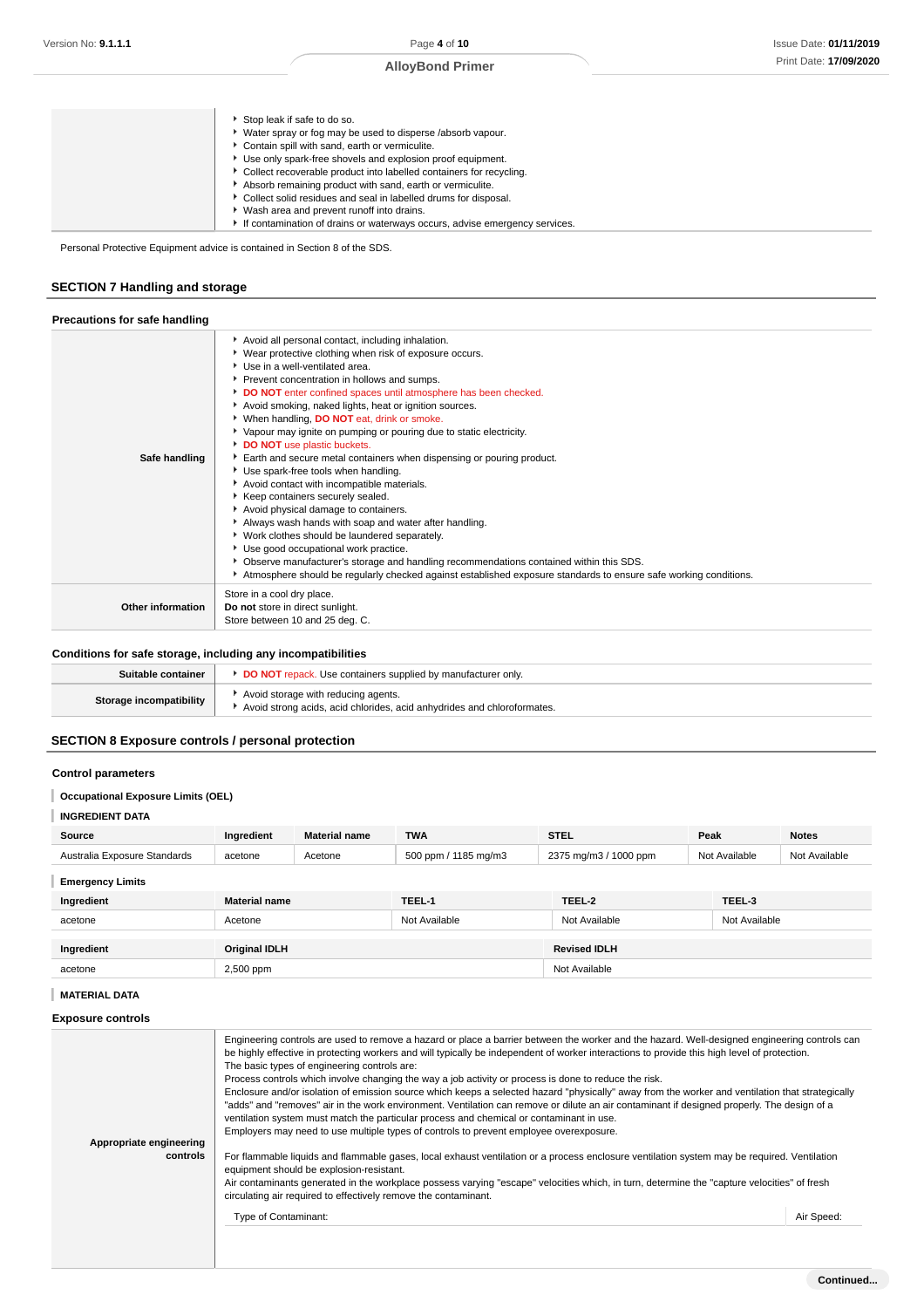|  |  |
|---|---|
|  | - Stop leak if safe to do so.<br>- Water spray or fog may be used to disperse /absorb vapour.<br>- Contain spill with sand, earth or vermiculite.<br>- Use only spark-free shovels and explosion proof equipment.<br>- Collect recoverable product into labelled containers for recycling.<br>- Absorb remaining product with sand, earth or vermiculite.<br>- Collect solid residues and seal in labelled drums for disposal.<br>- Wash area and prevent runoff into drains.<br>- If contamination of drains or waterways occurs, advise emergency services. |

Personal Protective Equipment advice is contained in Section 8 of the SDS.

## SECTION 7 Handling and storage

### Precautions for safe handling

|  |  |
|---|---|
| **Safe handling** | - Avoid all personal contact, including inhalation.<br>- Wear protective clothing when risk of exposure occurs.<br>- Use in a well-ventilated area.<br>- Prevent concentration in hollows and sumps.<br>- **DO NOT** enter confined spaces until atmosphere has been checked.<br>- Avoid smoking, naked lights, heat or ignition sources.<br>- When handling, **DO NOT** eat, drink or smoke.<br>- Vapour may ignite on pumping or pouring due to static electricity.<br>- **DO NOT** use plastic buckets.<br>- Earth and secure metal containers when dispensing or pouring product.<br>- Use spark-free tools when handling.<br>- Avoid contact with incompatible materials.<br>- Keep containers securely sealed.<br>- Avoid physical damage to containers.<br>- Always wash hands with soap and water after handling.<br>- Work clothes should be laundered separately.<br>- Use good occupational work practice.<br>- Observe manufacturer's storage and handling recommendations contained within this SDS.<br>- Atmosphere should be regularly checked against established exposure standards to ensure safe working conditions. |
| **Other information** | Store in a cool dry place.<br>**Do not** store in direct sunlight.<br>Store between 10 and 25 deg. C. |

### Conditions for safe storage, including any incompatibilities

|  |  |
|---|---|
| **Suitable container** | - **DO NOT** repack. Use containers supplied by manufacturer only. |
| **Storage incompatibility** | - Avoid storage with reducing agents.<br>- Avoid strong acids, acid chlorides, acid anhydrides and chloroformates. |

## SECTION 8 Exposure controls / personal protection

### Control parameters

**Occupational Exposure Limits (OEL)**

**INGREDIENT DATA**

| Source | Ingredient | Material name | TWA | STEL | Peak | Notes |
|---|---|---|---|---|---|---|
| Australia Exposure Standards | acetone | Acetone | 500 ppm / 1185 mg/m3 | 2375 mg/m3 / 1000 ppm | Not Available | Not Available |

**Emergency Limits**

| Ingredient | Material name | TEEL-1 | TEEL-2 | TEEL-3 |
|---|---|---|---|---|
| acetone | Acetone | Not Available | Not Available | Not Available |

| Ingredient | Original IDLH | Revised IDLH |
|---|---|---|
| acetone | 2,500 ppm | Not Available |

**MATERIAL DATA**

### Exposure controls

|  |  |
|---|---|
| **Appropriate engineering controls** | Engineering controls are used to remove a hazard or place a barrier between the worker and the hazard. Well-designed engineering controls can be highly effective in protecting workers and will typically be independent of worker interactions to provide this high level of protection.<br>The basic types of engineering controls are:<br>Process controls which involve changing the way a job activity or process is done to reduce the risk.<br>Enclosure and/or isolation of emission source which keeps a selected hazard "physically" away from the worker and ventilation that strategically "adds" and "removes" air in the work environment. Ventilation can remove or dilute an air contaminant if designed properly. The design of a ventilation system must match the particular process and chemical or contaminant in use.<br>Employers may need to use multiple types of controls to prevent employee overexposure.<br><br>For flammable liquids and flammable gases, local exhaust ventilation or a process enclosure ventilation system may be required. Ventilation equipment should be explosion-resistant.<br>Air contaminants generated in the workplace possess varying "escape" velocities which, in turn, determine the "capture velocities" of fresh circulating air required to effectively remove the contaminant.<br><br>Type of Contaminant: \| Air Speed: |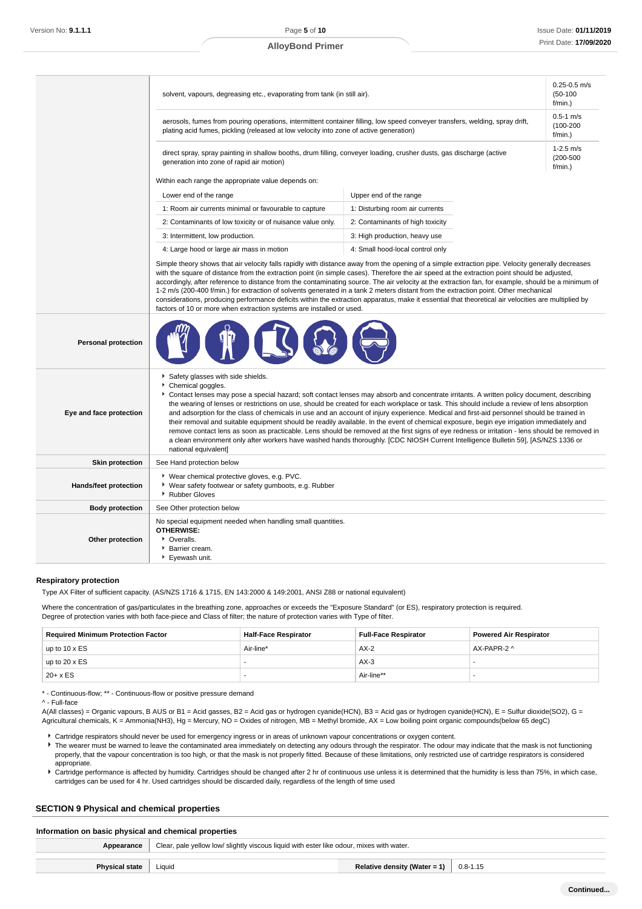| | | |
|---|---|---|
| | solvent, vapours, degreasing etc., evaporating from tank (in still air). | 0.25-0.5 m/s (50-100 f/min.) |
| | aerosols, fumes from pouring operations, intermittent container filling, low speed conveyer transfers, welding, spray drift, plating acid fumes, pickling (released at low velocity into zone of active generation) | 0.5-1 m/s (100-200 f/min.) |
| | direct spray, spray painting in shallow booths, drum filling, conveyer loading, crusher dusts, gas discharge (active generation into zone of rapid air motion) | 1-2.5 m/s (200-500 f/min.) |

Within each range the appropriate value depends on:

| Lower end of the range | Upper end of the range |
|---|---|
| 1: Room air currents minimal or favourable to capture | 1: Disturbing room air currents |
| 2: Contaminants of low toxicity or of nuisance value only. | 2: Contaminants of high toxicity |
| 3: Intermittent, low production. | 3: High production, heavy use |
| 4: Large hood or large air mass in motion | 4: Small hood-local control only |

Simple theory shows that air velocity falls rapidly with distance away from the opening of a simple extraction pipe. Velocity generally decreases with the square of distance from the extraction point (in simple cases). Therefore the air speed at the extraction point should be adjusted, accordingly, after reference to distance from the contaminating source. The air velocity at the extraction fan, for example, should be a minimum of 1-2 m/s (200-400 f/min.) for extraction of solvents generated in a tank 2 meters distant from the extraction point. Other mechanical considerations, producing performance deficits within the extraction apparatus, make it essential that theoretical air velocities are multiplied by factors of 10 or more when extraction systems are installed or used.

| | |
|---|---|
| **Personal protection** | |
| **Eye and face protection** | ▸ Safety glasses with side shields.<br>▸ Chemical goggles.<br>▸ Contact lenses may pose a special hazard; soft contact lenses may absorb and concentrate irritants. A written policy document, describing the wearing of lenses or restrictions on use, should be created for each workplace or task. This should include a review of lens absorption and adsorption for the class of chemicals in use and an account of injury experience. Medical and first-aid personnel should be trained in their removal and suitable equipment should be readily available. In the event of chemical exposure, begin eye irrigation immediately and remove contact lens as soon as practicable. Lens should be removed at the first signs of eye redness or irritation - lens should be removed in a clean environment only after workers have washed hands thoroughly. [CDC NIOSH Current Intelligence Bulletin 59], [AS/NZS 1336 or national equivalent] |
| **Skin protection** | See Hand protection below |
| **Hands/feet protection** | ▸ Wear chemical protective gloves, e.g. PVC.<br>▸ Wear safety footwear or safety gumboots, e.g. Rubber<br>▸ Rubber Gloves |
| **Body protection** | See Other protection below |
| **Other protection** | No special equipment needed when handling small quantities.<br>**OTHERWISE:**<br>▸ Overalls.<br>▸ Barrier cream.<br>▸ Eyewash unit. |

### Respiratory protection

Type AX Filter of sufficient capacity. (AS/NZS 1716 & 1715, EN 143:2000 & 149:2001, ANSI Z88 or national equivalent)

Where the concentration of gas/particulates in the breathing zone, approaches or exceeds the "Exposure Standard" (or ES), respiratory protection is required.
Degree of protection varies with both face-piece and Class of filter; the nature of protection varies with Type of filter.

| Required Minimum Protection Factor | Half-Face Respirator | Full-Face Respirator | Powered Air Respirator |
|---|---|---|---|
| up to 10 x ES | Air-line* | AX-2 | AX-PAPR-2 ^ |
| up to 20 x ES | - | AX-3 | - |
| 20+ x ES | - | Air-line** | - |

* - Continuous-flow; ** - Continuous-flow or positive pressure demand
^ - Full-face

A(All classes) = Organic vapours, B AUS or B1 = Acid gasses, B2 = Acid gas or hydrogen cyanide(HCN), B3 = Acid gas or hydrogen cyanide(HCN), E = Sulfur dioxide($SO_2$), G = Agricultural chemicals, K = Ammonia($NH_3$), Hg = Mercury, NO = Oxides of nitrogen, MB = Methyl bromide, AX = Low boiling point organic compounds(below 65 degC)

- Cartridge respirators should never be used for emergency ingress or in areas of unknown vapour concentrations or oxygen content.
- The wearer must be warned to leave the contaminated area immediately on detecting any odours through the respirator. The odour may indicate that the mask is not functioning properly, that the vapour concentration is too high, or that the mask is not properly fitted. Because of these limitations, only restricted use of cartridge respirators is considered appropriate.
- Cartridge performance is affected by humidity. Cartridges should be changed after 2 hr of continuous use unless it is determined that the humidity is less than 75%, in which case, cartridges can be used for 4 hr. Used cartridges should be discarded daily, regardless of the length of time used

## SECTION 9 Physical and chemical properties

### Information on basic physical and chemical properties

| | | | |
|---|---|---|---|
| **Appearance** | Clear, pale yellow low/ slightly viscous liquid with ester like odour, mixes with water. | | |
| **Physical state** | Liquid | **Relative density (Water = 1)** | 0.8-1.15 |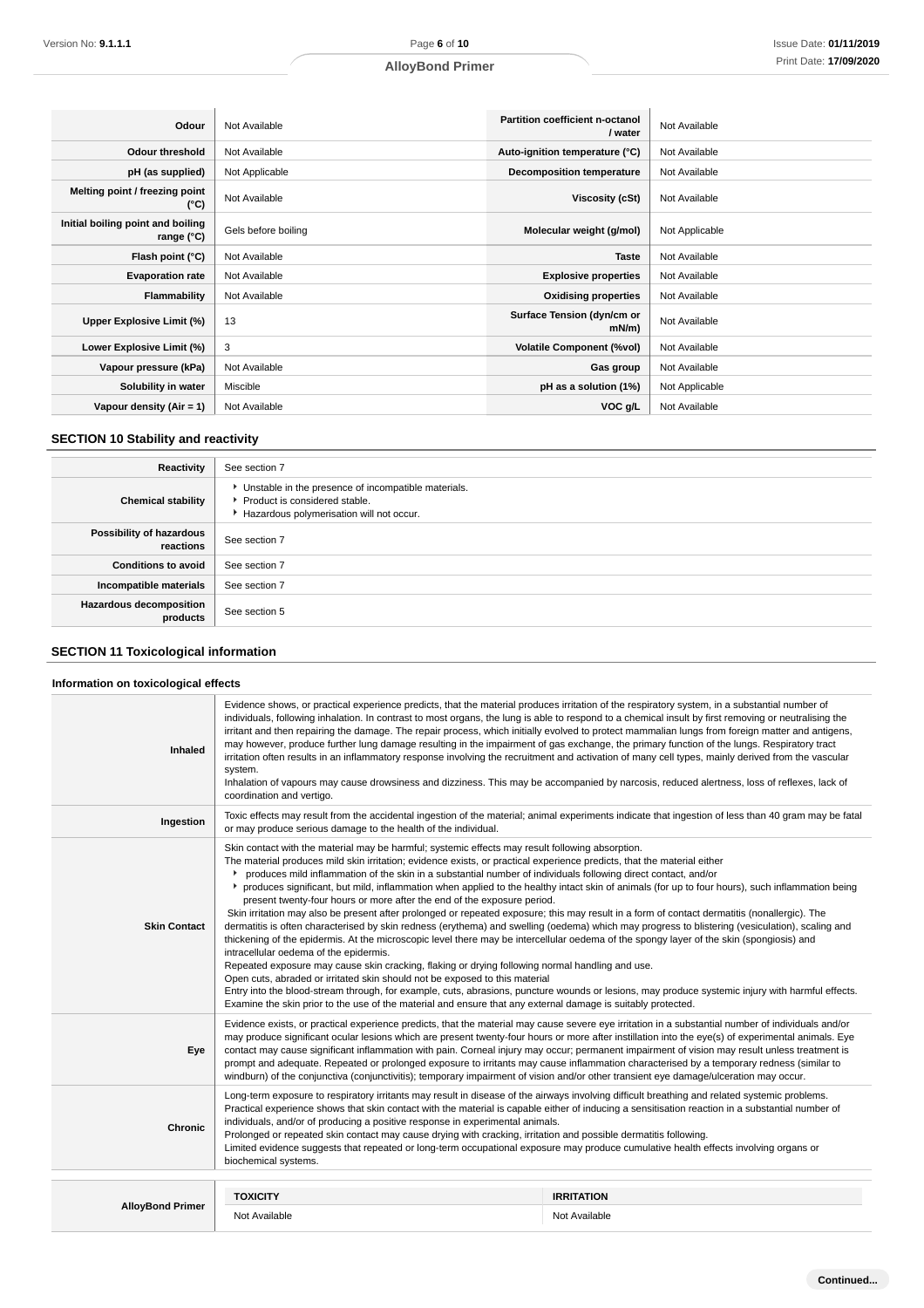| | | | |
|---|---|---|---|
| **Odour** | Not Available | **Partition coefficient n-octanol / water** | Not Available |
| **Odour threshold** | Not Available | **Auto-ignition temperature (°C)** | Not Available |
| **pH (as supplied)** | Not Applicable | **Decomposition temperature** | Not Available |
| **Melting point / freezing point (°C)** | Not Available | **Viscosity (cSt)** | Not Available |
| **Initial boiling point and boiling range (°C)** | Gels before boiling | **Molecular weight (g/mol)** | Not Applicable |
| **Flash point (°C)** | Not Available | **Taste** | Not Available |
| **Evaporation rate** | Not Available | **Explosive properties** | Not Available |
| **Flammability** | Not Available | **Oxidising properties** | Not Available |
| **Upper Explosive Limit (%)** | 13 | **Surface Tension (dyn/cm or mN/m)** | Not Available |
| **Lower Explosive Limit (%)** | 3 | **Volatile Component (%vol)** | Not Available |
| **Vapour pressure (kPa)** | Not Available | **Gas group** | Not Available |
| **Solubility in water** | Miscible | **pH as a solution (1%)** | Not Applicable |
| **Vapour density (Air = 1)** | Not Available | **VOC g/L** | Not Available |

## SECTION 10 Stability and reactivity

| | |
|---|---|
| **Reactivity** | See section 7 |
| **Chemical stability** | ▸ Unstable in the presence of incompatible materials.<br>▸ Product is considered stable.<br>▸ Hazardous polymerisation will not occur. |
| **Possibility of hazardous reactions** | See section 7 |
| **Conditions to avoid** | See section 7 |
| **Incompatible materials** | See section 7 |
| **Hazardous decomposition products** | See section 5 |

## SECTION 11 Toxicological information

### Information on toxicological effects

| | |
|---|---|
| **Inhaled** | Evidence shows, or practical experience predicts, that the material produces irritation of the respiratory system, in a substantial number of individuals, following inhalation. In contrast to most organs, the lung is able to respond to a chemical insult by first removing or neutralising the irritant and then repairing the damage. The repair process, which initially evolved to protect mammalian lungs from foreign matter and antigens, may however, produce further lung damage resulting in the impairment of gas exchange, the primary function of the lungs. Respiratory tract irritation often results in an inflammatory response involving the recruitment and activation of many cell types, mainly derived from the vascular system.<br>Inhalation of vapours may cause drowsiness and dizziness. This may be accompanied by narcosis, reduced alertness, loss of reflexes, lack of coordination and vertigo. |
| **Ingestion** | Toxic effects may result from the accidental ingestion of the material; animal experiments indicate that ingestion of less than 40 gram may be fatal or may produce serious damage to the health of the individual. |
| **Skin Contact** | Skin contact with the material may be harmful; systemic effects may result following absorption.<br>The material produces mild skin irritation; evidence exists, or practical experience predicts, that the material either<br>▸ produces mild inflammation of the skin in a substantial number of individuals following direct contact, and/or<br>▸ produces significant, but mild, inflammation when applied to the healthy intact skin of animals (for up to four hours), such inflammation being present twenty-four hours or more after the end of the exposure period.<br>Skin irritation may also be present after prolonged or repeated exposure; this may result in a form of contact dermatitis (nonallergic). The dermatitis is often characterised by skin redness (erythema) and swelling (oedema) which may progress to blistering (vesiculation), scaling and thickening of the epidermis. At the microscopic level there may be intercellular oedema of the spongy layer of the skin (spongiosis) and intracellular oedema of the epidermis.<br>Repeated exposure may cause skin cracking, flaking or drying following normal handling and use.<br>Open cuts, abraded or irritated skin should not be exposed to this material<br>Entry into the blood-stream through, for example, cuts, abrasions, puncture wounds or lesions, may produce systemic injury with harmful effects. Examine the skin prior to the use of the material and ensure that any external damage is suitably protected. |
| **Eye** | Evidence exists, or practical experience predicts, that the material may cause severe eye irritation in a substantial number of individuals and/or may produce significant ocular lesions which are present twenty-four hours or more after instillation into the eye(s) of experimental animals. Eye contact may cause significant inflammation with pain. Corneal injury may occur; permanent impairment of vision may result unless treatment is prompt and adequate. Repeated or prolonged exposure to irritants may cause inflammation characterised by a temporary redness (similar to windburn) of the conjunctiva (conjunctivitis); temporary impairment of vision and/or other transient eye damage/ulceration may occur. |
| **Chronic** | Long-term exposure to respiratory irritants may result in disease of the airways involving difficult breathing and related systemic problems.<br>Practical experience shows that skin contact with the material is capable either of inducing a sensitisation reaction in a substantial number of individuals, and/or of producing a positive response in experimental animals.<br>Prolonged or repeated skin contact may cause drying with cracking, irritation and possible dermatitis following.<br>Limited evidence suggests that repeated or long-term occupational exposure may produce cumulative health effects involving organs or biochemical systems. |

| | TOXICITY | IRRITATION |
|---|---|---|
| **AlloyBond Primer** | Not Available | Not Available |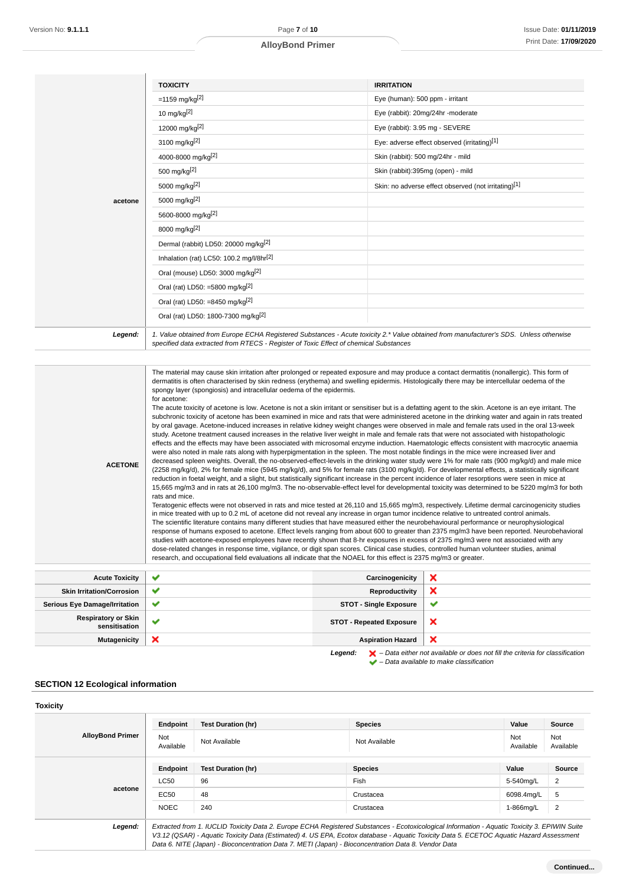| | TOXICITY | IRRITATION |
|---|---|---|
| acetone | =1159 mg/kg[2] | Eye (human): 500 ppm - irritant |
| | 10 mg/kg[2] | Eye (rabbit): 20mg/24hr -moderate |
| | 12000 mg/kg[2] | Eye (rabbit): 3.95 mg - SEVERE |
| | 3100 mg/kg[2] | Eye: adverse effect observed (irritating)[1] |
| | 4000-8000 mg/kg[2] | Skin (rabbit): 500 mg/24hr - mild |
| | 500 mg/kg[2] | Skin (rabbit):395mg (open) - mild |
| | 5000 mg/kg[2] | Skin: no adverse effect observed (not irritating)[1] |
| | 5000 mg/kg[2] | |
| | 5600-8000 mg/kg[2] | |
| | 8000 mg/kg[2] | |
| | Dermal (rabbit) LD50: 20000 mg/kg[2] | |
| | Inhalation (rat) LC50: 100.2 mg/l/8hr[2] | |
| | Oral (mouse) LD50: 3000 mg/kg[2] | |
| | Oral (rat) LD50: =5800 mg/kg[2] | |
| | Oral (rat) LD50: =8450 mg/kg[2] | |
| | Oral (rat) LD50: 1800-7300 mg/kg[2] | |
| ***Legend:*** | *1. Value obtained from Europe ECHA Registered Substances - Acute toxicity 2.\* Value obtained from manufacturer's SDS. Unless otherwise specified data extracted from RTECS - Register of Toxic Effect of chemical Substances* | |

**ACETONE**

The material may cause skin irritation after prolonged or repeated exposure and may produce a contact dermatitis (nonallergic). This form of dermatitis is often characterised by skin redness (erythema) and swelling epidermis. Histologically there may be intercellular oedema of the spongy layer (spongiosis) and intracellular oedema of the epidermis.
for acetone:
The acute toxicity of acetone is low. Acetone is not a skin irritant or sensitiser but is a defatting agent to the skin. Acetone is an eye irritant. The subchronic toxicity of acetone has been examined in mice and rats that were administered acetone in the drinking water and again in rats treated by oral gavage. Acetone-induced increases in relative kidney weight changes were observed in male and female rats used in the oral 13-week study. Acetone treatment caused increases in the relative liver weight in male and female rats that were not associated with histopathologic effects and the effects may have been associated with microsomal enzyme induction. Haematologic effects consistent with macrocytic anaemia were also noted in male rats along with hyperpigmentation in the spleen. The most notable findings in the mice were increased liver and decreased spleen weights. Overall, the no-observed-effect-levels in the drinking water study were 1% for male rats (900 mg/kg/d) and male mice (2258 mg/kg/d), 2% for female mice (5945 mg/kg/d), and 5% for female rats (3100 mg/kg/d). For developmental effects, a statistically significant reduction in foetal weight, and a slight, but statistically significant increase in the percent incidence of later resorptions were seen in mice at 15,665 mg/m3 and in rats at 26,100 mg/m3. The no-observable-effect level for developmental toxicity was determined to be 5220 mg/m3 for both rats and mice.
Teratogenic effects were not observed in rats and mice tested at 26,110 and 15,665 mg/m3, respectively. Lifetime dermal carcinogenicity studies in mice treated with up to 0.2 mL of acetone did not reveal any increase in organ tumor incidence relative to untreated control animals.
The scientific literature contains many different studies that have measured either the neurobehavioural performance or neurophysiological response of humans exposed to acetone. Effect levels ranging from about 600 to greater than 2375 mg/m3 have been reported. Neurobehavioral studies with acetone-exposed employees have recently shown that 8-hr exposures in excess of 2375 mg/m3 were not associated with any dose-related changes in response time, vigilance, or digit span scores. Clinical case studies, controlled human volunteer studies, animal research, and occupational field evaluations all indicate that the NOAEL for this effect is 2375 mg/m3 or greater.

| | | | |
|---|---|---|---|
| **Acute Toxicity** | ✔ | **Carcinogenicity** | ✘ |
| **Skin Irritation/Corrosion** | ✔ | **Reproductivity** | ✘ |
| **Serious Eye Damage/Irritation** | ✔ | **STOT - Single Exposure** | ✔ |
| **Respiratory or Skin sensitisation** | ✔ | **STOT - Repeated Exposure** | ✘ |
| **Mutagenicity** | ✘ | **Aspiration Hazard** | ✘ |

***Legend:*** ✘ *– Data either not available or does not fill the criteria for classification*
✔ *– Data available to make classification*

## SECTION 12 Ecological information

### Toxicity

| | Endpoint | Test Duration (hr) | Species | Value | Source |
|---|---|---|---|---|---|
| **AlloyBond Primer** | Not Available | Not Available | Not Available | Not Available | Not Available |

| | Endpoint | Test Duration (hr) | Species | Value | Source |
|---|---|---|---|---|---|
| **acetone** | LC50 | 96 | Fish | 5-540mg/L | 2 |
| | EC50 | 48 | Crustacea | 6098.4mg/L | 5 |
| | NOEC | 240 | Crustacea | 1-866mg/L | 2 |

***Legend:*** *Extracted from 1. IUCLID Toxicity Data 2. Europe ECHA Registered Substances - Ecotoxicological Information - Aquatic Toxicity 3. EPIWIN Suite V3.12 (QSAR) - Aquatic Toxicity Data (Estimated) 4. US EPA, Ecotox database - Aquatic Toxicity Data 5. ECETOC Aquatic Hazard Assessment Data 6. NITE (Japan) - Bioconcentration Data 7. METI (Japan) - Bioconcentration Data 8. Vendor Data*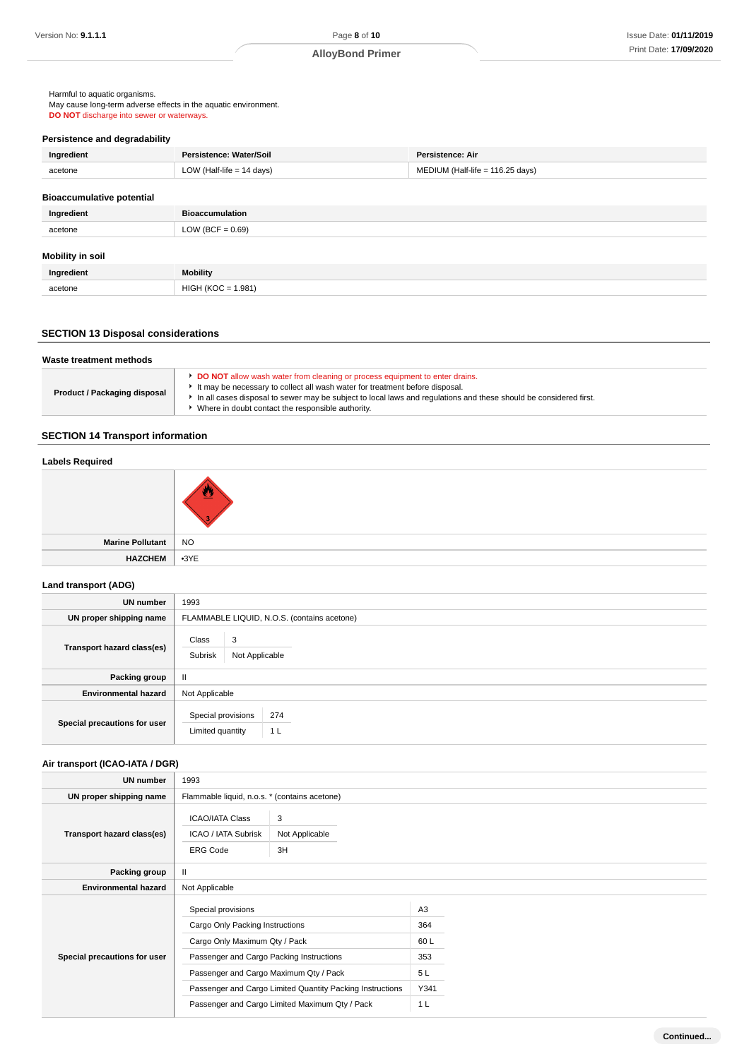Harmful to aquatic organisms.
May cause long-term adverse effects in the aquatic environment.
**DO NOT** discharge into sewer or waterways.

### Persistence and degradability

| Ingredient | Persistence: Water/Soil | Persistence: Air |
|---|---|---|
| acetone | LOW (Half-life = 14 days) | MEDIUM (Half-life = 116.25 days) |

### Bioaccumulative potential

| Ingredient | Bioaccumulation |
|---|---|
| acetone | LOW (BCF = 0.69) |

### Mobility in soil

| Ingredient | Mobility |
|---|---|
| acetone | HIGH (KOC = 1.981) |

## SECTION 13 Disposal considerations

### Waste treatment methods

| | |
|---|---|
| **Product / Packaging disposal** | ‣ **DO NOT** allow wash water from cleaning or process equipment to enter drains.<br>‣ It may be necessary to collect all wash water for treatment before disposal.<br>‣ In all cases disposal to sewer may be subject to local laws and regulations and these should be considered first.<br>‣ Where in doubt contact the responsible authority. |

## SECTION 14 Transport information

### Labels Required

| | |
|---|---|
| | 3 |
| **Marine Pollutant** | NO |
| **HAZCHEM** | •3YE |

### Land transport (ADG)

| | |
|---|---|
| **UN number** | 1993 |
| **UN proper shipping name** | FLAMMABLE LIQUID, N.O.S. (contains acetone) |
| **Transport hazard class(es)** | Class: 3<br>Subrisk: Not Applicable |
| **Packing group** | II |
| **Environmental hazard** | Not Applicable |
| **Special precautions for user** | Special provisions: 274<br>Limited quantity: 1 L |

### Air transport (ICAO-IATA / DGR)

| | |
|---|---|
| **UN number** | 1993 |
| **UN proper shipping name** | Flammable liquid, n.o.s. * (contains acetone) |
| **Transport hazard class(es)** | ICAO/IATA Class: 3<br>ICAO / IATA Subrisk: Not Applicable<br>ERG Code: 3H |
| **Packing group** | II |
| **Environmental hazard** | Not Applicable |
| **Special precautions for user** | Special provisions: A3<br>Cargo Only Packing Instructions: 364<br>Cargo Only Maximum Qty / Pack: 60 L<br>Passenger and Cargo Packing Instructions: 353<br>Passenger and Cargo Maximum Qty / Pack: 5 L<br>Passenger and Cargo Limited Quantity Packing Instructions: Y341<br>Passenger and Cargo Limited Maximum Qty / Pack: 1 L |

Continued...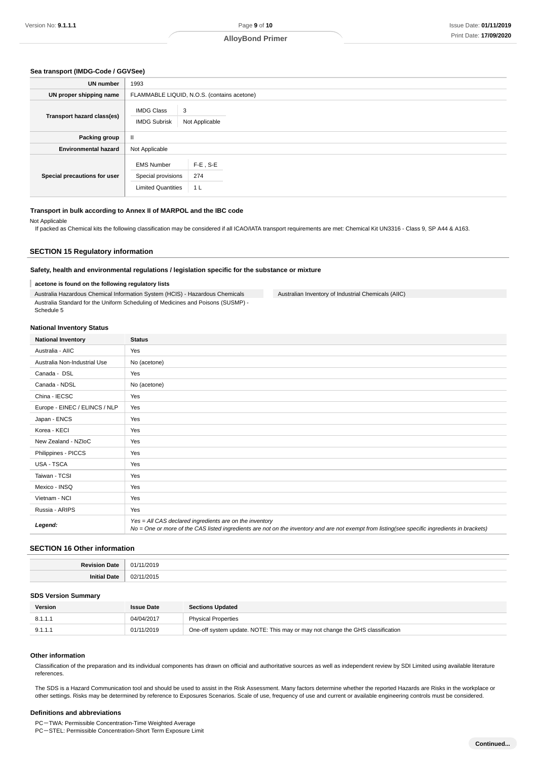### Sea transport (IMDG-Code / GGVSee)

| | |
|---|---|
| **UN number** | 1993 |
| **UN proper shipping name** | FLAMMABLE LIQUID, N.O.S. (contains acetone) |
| **Transport hazard class(es)** | IMDG Class: 3<br>IMDG Subrisk: Not Applicable |
| **Packing group** | II |
| **Environmental hazard** | Not Applicable |
| **Special precautions for user** | EMS Number: F-E , S-E<br>Special provisions: 274<br>Limited Quantities: 1 L |

### Transport in bulk according to Annex II of MARPOL and the IBC code

Not Applicable

If packed as Chemical kits the following classification may be considered if all ICAO/IATA transport requirements are met: Chemical Kit UN3316 - Class 9, SP A44 & A163.

## SECTION 15 Regulatory information

### Safety, health and environmental regulations / legislation specific for the substance or mixture

**acetone is found on the following regulatory lists**

Australia Hazardous Chemical Information System (HCIS) - Hazardous Chemicals

Australia Standard for the Uniform Scheduling of Medicines and Poisons (SUSMP) - Schedule 5

Australian Inventory of Industrial Chemicals (AIIC)

### National Inventory Status

| National Inventory | Status |
|---|---|
| Australia - AIIC | Yes |
| Australia Non-Industrial Use | No (acetone) |
| Canada - DSL | Yes |
| Canada - NDSL | No (acetone) |
| China - IECSC | Yes |
| Europe - EINEC / ELINCS / NLP | Yes |
| Japan - ENCS | Yes |
| Korea - KECI | Yes |
| New Zealand - NZIoC | Yes |
| Philippines - PICCS | Yes |
| USA - TSCA | Yes |
| Taiwan - TCSI | Yes |
| Mexico - INSQ | Yes |
| Vietnam - NCI | Yes |
| Russia - ARIPS | Yes |
| ***Legend:*** | *Yes = All CAS declared ingredients are on the inventory*<br>*No = One or more of the CAS listed ingredients are not on the inventory and are not exempt from listing(see specific ingredients in brackets)* |

## SECTION 16 Other information

| | |
|---|---|
| **Revision Date** | 01/11/2019 |
| **Initial Date** | 02/11/2015 |

### SDS Version Summary

| Version | Issue Date | Sections Updated |
|---|---|---|
| 8.1.1.1 | 04/04/2017 | Physical Properties |
| 9.1.1.1 | 01/11/2019 | One-off system update. NOTE: This may or may not change the GHS classification |

### Other information

Classification of the preparation and its individual components has drawn on official and authoritative sources as well as independent review by SDI Limited using available literature references.

The SDS is a Hazard Communication tool and should be used to assist in the Risk Assessment. Many factors determine whether the reported Hazards are Risks in the workplace or other settings. Risks may be determined by reference to Exposures Scenarios. Scale of use, frequency of use and current or available engineering controls must be considered.

### Definitions and abbreviations

PC－TWA: Permissible Concentration-Time Weighted Average
PC－STEL: Permissible Concentration-Short Term Exposure Limit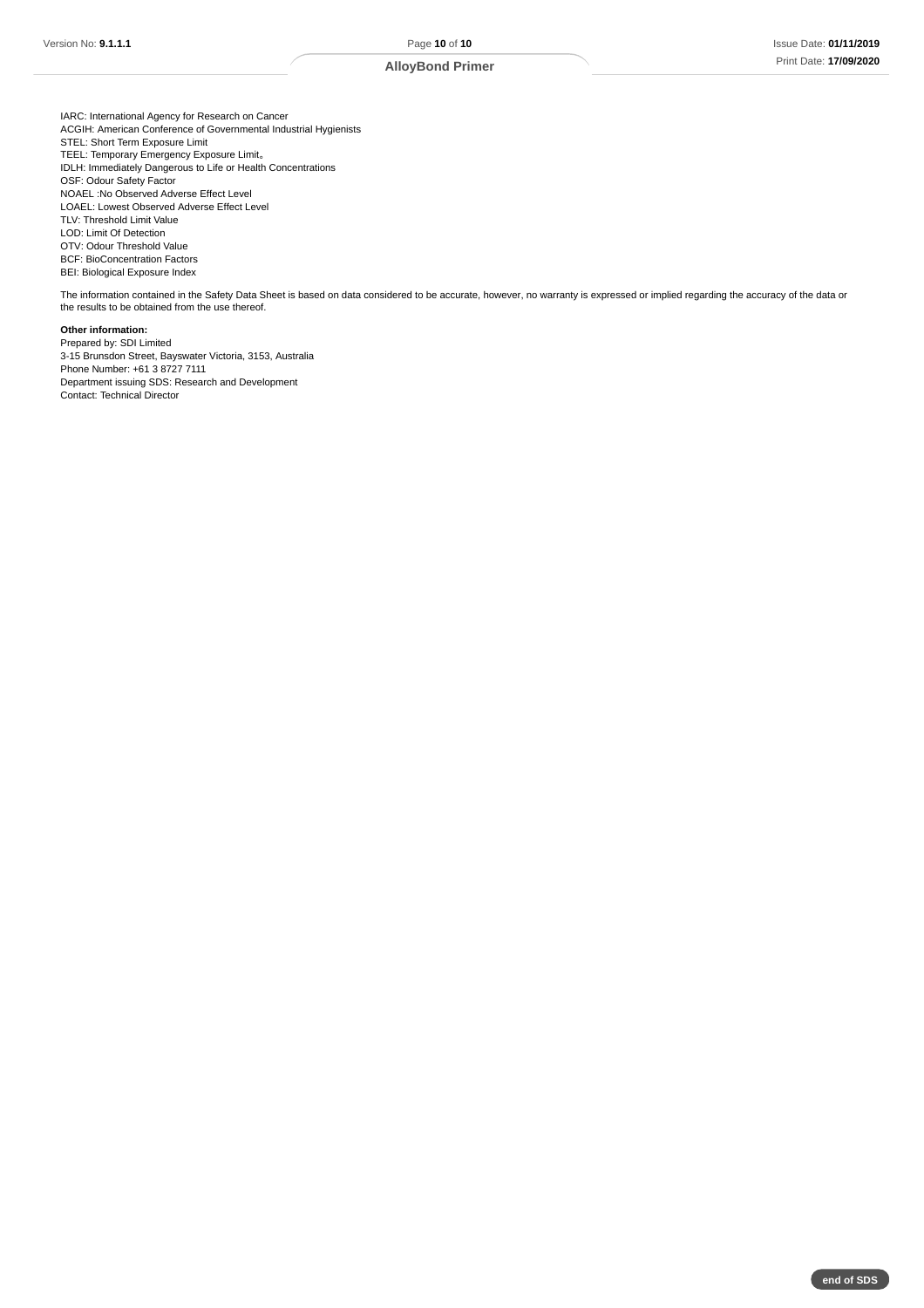IARC: International Agency for Research on Cancer
ACGIH: American Conference of Governmental Industrial Hygienists
STEL: Short Term Exposure Limit
TEEL: Temporary Emergency Exposure Limit。
IDLH: Immediately Dangerous to Life or Health Concentrations
OSF: Odour Safety Factor
NOAEL :No Observed Adverse Effect Level
LOAEL: Lowest Observed Adverse Effect Level
TLV: Threshold Limit Value
LOD: Limit Of Detection
OTV: Odour Threshold Value
BCF: BioConcentration Factors
BEI: Biological Exposure Index

The information contained in the Safety Data Sheet is based on data considered to be accurate, however, no warranty is expressed or implied regarding the accuracy of the data or the results to be obtained from the use thereof.

**Other information:**
Prepared by: SDI Limited
3-15 Brunsdon Street, Bayswater Victoria, 3153, Australia
Phone Number: +61 3 8727 7111
Department issuing SDS: Research and Development
Contact: Technical Director

**end of SDS**